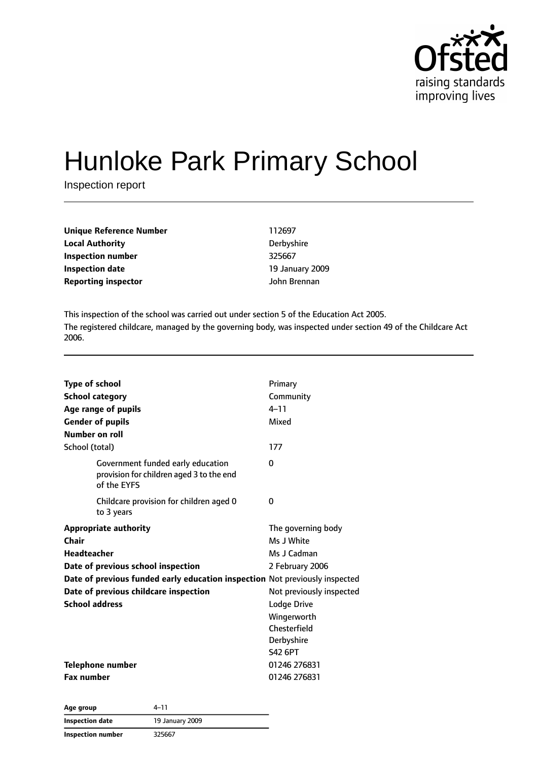# Hunloke Park Primary School

Inspection report

| | |
|---|---|
| **Unique Reference Number** | 112697 |
| **Local Authority** | Derbyshire |
| **Inspection number** | 325667 |
| **Inspection date** | 19 January 2009 |
| **Reporting inspector** | John Brennan |

This inspection of the school was carried out under section 5 of the Education Act 2005.

The registered childcare, managed by the governing body, was inspected under section 49 of the Childcare Act 2006.

| | |
|---|---|
| **Type of school** | Primary |
| **School category** | Community |
| **Age range of pupils** | 4–11 |
| **Gender of pupils** | Mixed |
| **Number on roll** | |
| School (total) | 177 |
| Government funded early education provision for children aged 3 to the end of the EYFS | 0 |
| Childcare provision for children aged 0 to 3 years | 0 |
| **Appropriate authority** | The governing body |
| **Chair** | Ms J White |
| **Headteacher** | Ms J Cadman |
| **Date of previous school inspection** | 2 February 2006 |
| **Date of previous funded early education inspection** | Not previously inspected |
| **Date of previous childcare inspection** | Not previously inspected |
| **School address** | Lodge Drive<br>Wingerworth<br>Chesterfield<br>Derbyshire<br>S42 6PT |
| **Telephone number** | 01246 276831 |
| **Fax number** | 01246 276831 |

| | |
|---|---|
| **Age group** | 4–11 |
| **Inspection date** | 19 January 2009 |
| **Inspection number** | 325667 |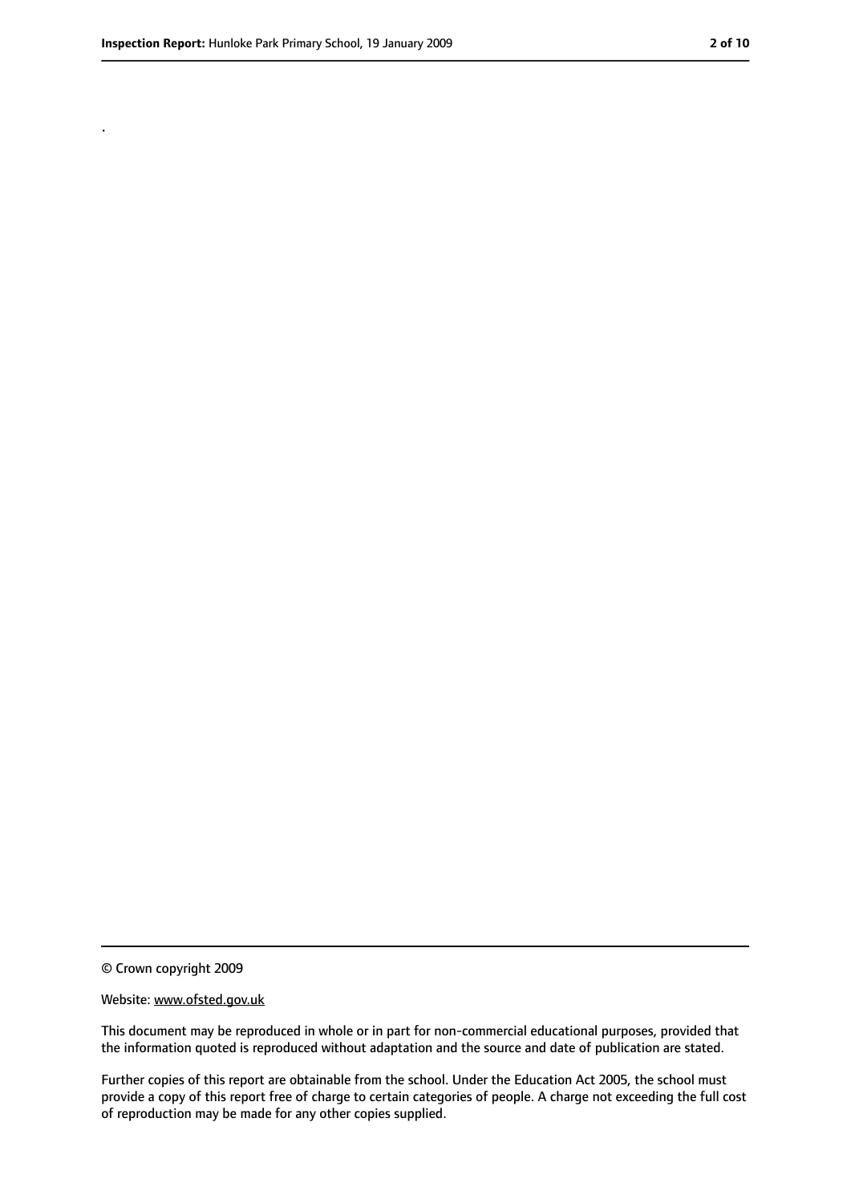.

© Crown copyright 2009

Website: www.ofsted.gov.uk

This document may be reproduced in whole or in part for non-commercial educational purposes, provided that the information quoted is reproduced without adaptation and the source and date of publication are stated.

Further copies of this report are obtainable from the school. Under the Education Act 2005, the school must provide a copy of this report free of charge to certain categories of people. A charge not exceeding the full cost of reproduction may be made for any other copies supplied.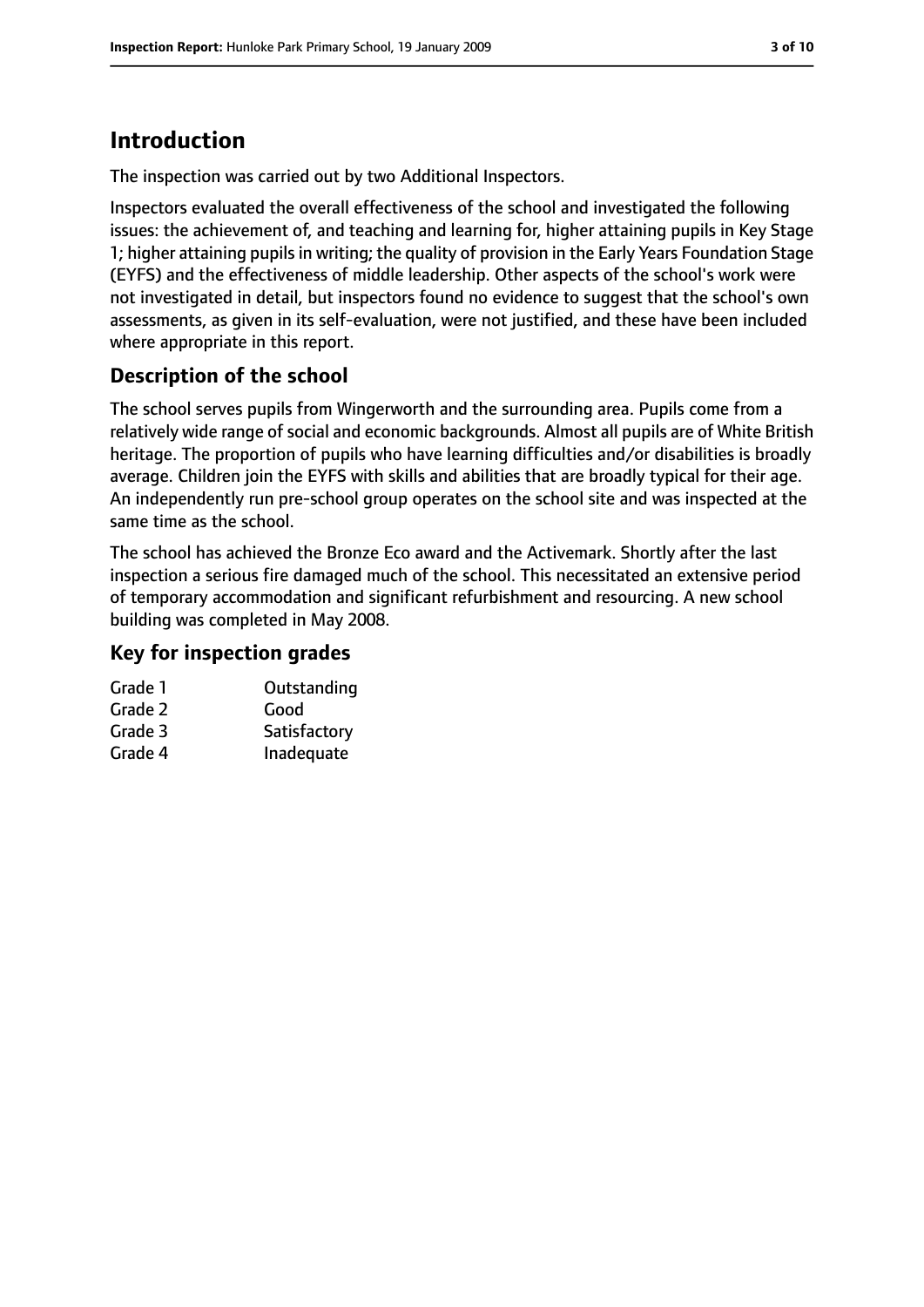## Introduction

The inspection was carried out by two Additional Inspectors.

Inspectors evaluated the overall effectiveness of the school and investigated the following issues: the achievement of, and teaching and learning for, higher attaining pupils in Key Stage 1; higher attaining pupils in writing; the quality of provision in the Early Years Foundation Stage (EYFS) and the effectiveness of middle leadership. Other aspects of the school's work were not investigated in detail, but inspectors found no evidence to suggest that the school's own assessments, as given in its self-evaluation, were not justified, and these have been included where appropriate in this report.

### Description of the school

The school serves pupils from Wingerworth and the surrounding area. Pupils come from a relatively wide range of social and economic backgrounds. Almost all pupils are of White British heritage. The proportion of pupils who have learning difficulties and/or disabilities is broadly average. Children join the EYFS with skills and abilities that are broadly typical for their age. An independently run pre-school group operates on the school site and was inspected at the same time as the school.

The school has achieved the Bronze Eco award and the Activemark. Shortly after the last inspection a serious fire damaged much of the school. This necessitated an extensive period of temporary accommodation and significant refurbishment and resourcing. A new school building was completed in May 2008.

### Key for inspection grades

| | |
|---|---|
| Grade 1 | Outstanding |
| Grade 2 | Good |
| Grade 3 | Satisfactory |
| Grade 4 | Inadequate |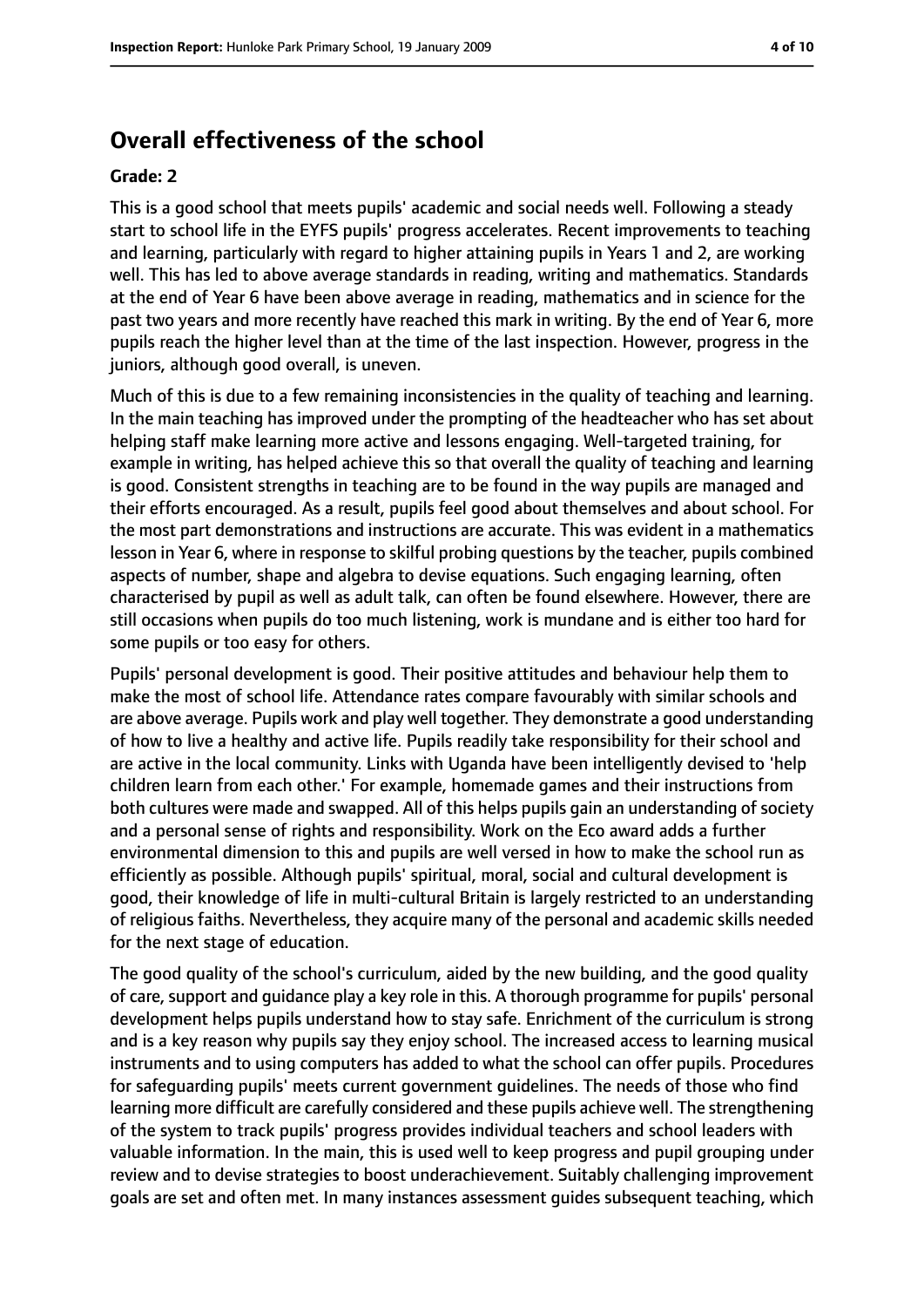## Overall effectiveness of the school

### Grade: 2

This is a good school that meets pupils' academic and social needs well. Following a steady start to school life in the EYFS pupils' progress accelerates. Recent improvements to teaching and learning, particularly with regard to higher attaining pupils in Years 1 and 2, are working well. This has led to above average standards in reading, writing and mathematics. Standards at the end of Year 6 have been above average in reading, mathematics and in science for the past two years and more recently have reached this mark in writing. By the end of Year 6, more pupils reach the higher level than at the time of the last inspection. However, progress in the juniors, although good overall, is uneven.

Much of this is due to a few remaining inconsistencies in the quality of teaching and learning. In the main teaching has improved under the prompting of the headteacher who has set about helping staff make learning more active and lessons engaging. Well-targeted training, for example in writing, has helped achieve this so that overall the quality of teaching and learning is good. Consistent strengths in teaching are to be found in the way pupils are managed and their efforts encouraged. As a result, pupils feel good about themselves and about school. For the most part demonstrations and instructions are accurate. This was evident in a mathematics lesson in Year 6, where in response to skilful probing questions by the teacher, pupils combined aspects of number, shape and algebra to devise equations. Such engaging learning, often characterised by pupil as well as adult talk, can often be found elsewhere. However, there are still occasions when pupils do too much listening, work is mundane and is either too hard for some pupils or too easy for others.

Pupils' personal development is good. Their positive attitudes and behaviour help them to make the most of school life. Attendance rates compare favourably with similar schools and are above average. Pupils work and play well together. They demonstrate a good understanding of how to live a healthy and active life. Pupils readily take responsibility for their school and are active in the local community. Links with Uganda have been intelligently devised to 'help children learn from each other.' For example, homemade games and their instructions from both cultures were made and swapped. All of this helps pupils gain an understanding of society and a personal sense of rights and responsibility. Work on the Eco award adds a further environmental dimension to this and pupils are well versed in how to make the school run as efficiently as possible. Although pupils' spiritual, moral, social and cultural development is good, their knowledge of life in multi-cultural Britain is largely restricted to an understanding of religious faiths. Nevertheless, they acquire many of the personal and academic skills needed for the next stage of education.

The good quality of the school's curriculum, aided by the new building, and the good quality of care, support and guidance play a key role in this. A thorough programme for pupils' personal development helps pupils understand how to stay safe. Enrichment of the curriculum is strong and is a key reason why pupils say they enjoy school. The increased access to learning musical instruments and to using computers has added to what the school can offer pupils. Procedures for safeguarding pupils' meets current government guidelines. The needs of those who find learning more difficult are carefully considered and these pupils achieve well. The strengthening of the system to track pupils' progress provides individual teachers and school leaders with valuable information. In the main, this is used well to keep progress and pupil grouping under review and to devise strategies to boost underachievement. Suitably challenging improvement goals are set and often met. In many instances assessment guides subsequent teaching, which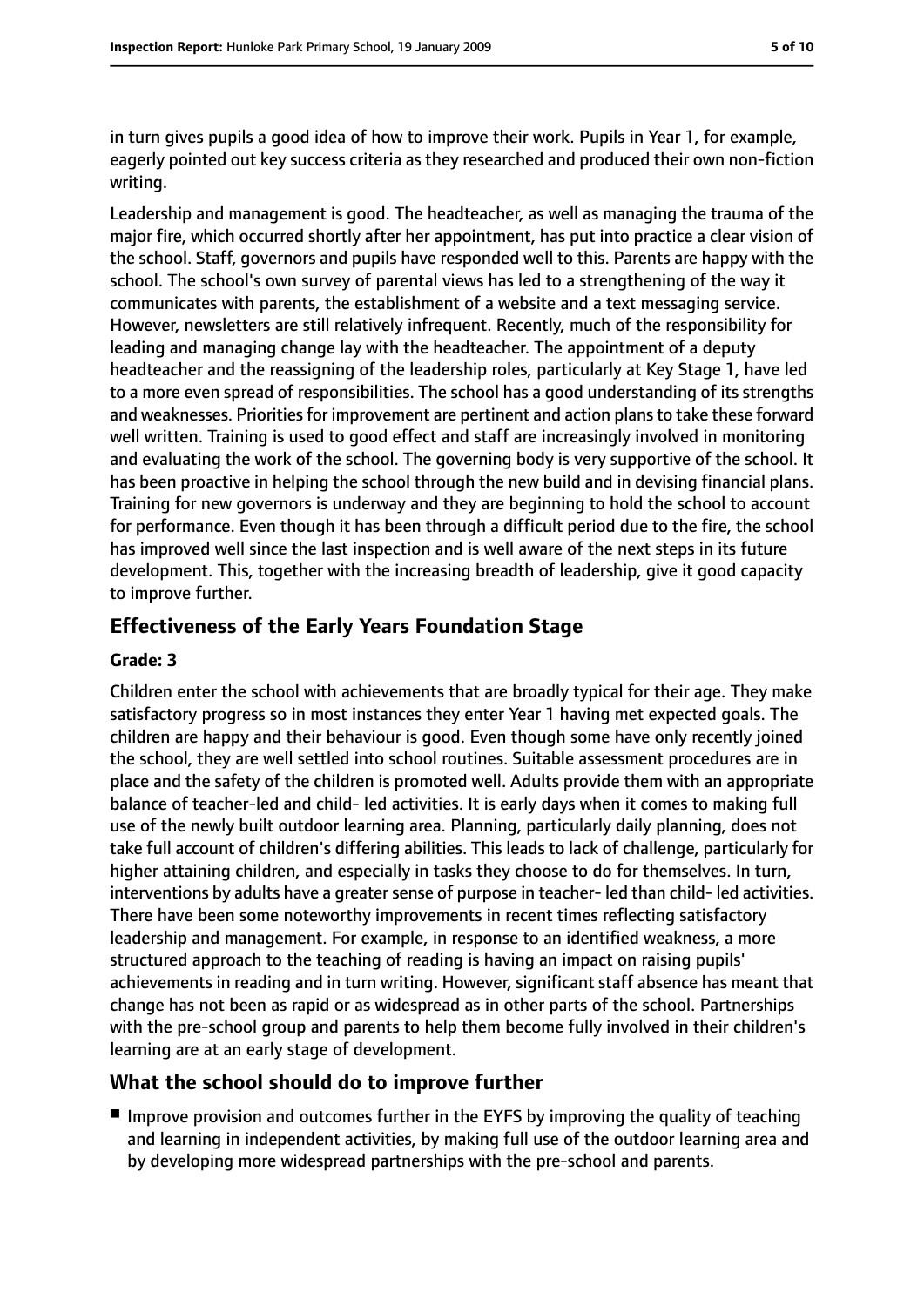in turn gives pupils a good idea of how to improve their work. Pupils in Year 1, for example, eagerly pointed out key success criteria as they researched and produced their own non-fiction writing.

Leadership and management is good. The headteacher, as well as managing the trauma of the major fire, which occurred shortly after her appointment, has put into practice a clear vision of the school. Staff, governors and pupils have responded well to this. Parents are happy with the school. The school's own survey of parental views has led to a strengthening of the way it communicates with parents, the establishment of a website and a text messaging service. However, newsletters are still relatively infrequent. Recently, much of the responsibility for leading and managing change lay with the headteacher. The appointment of a deputy headteacher and the reassigning of the leadership roles, particularly at Key Stage 1, have led to a more even spread of responsibilities. The school has a good understanding of its strengths and weaknesses. Priorities for improvement are pertinent and action plans to take these forward well written. Training is used to good effect and staff are increasingly involved in monitoring and evaluating the work of the school. The governing body is very supportive of the school. It has been proactive in helping the school through the new build and in devising financial plans. Training for new governors is underway and they are beginning to hold the school to account for performance. Even though it has been through a difficult period due to the fire, the school has improved well since the last inspection and is well aware of the next steps in its future development. This, together with the increasing breadth of leadership, give it good capacity to improve further.

## Effectiveness of the Early Years Foundation Stage

### Grade: 3

Children enter the school with achievements that are broadly typical for their age. They make satisfactory progress so in most instances they enter Year 1 having met expected goals. The children are happy and their behaviour is good. Even though some have only recently joined the school, they are well settled into school routines. Suitable assessment procedures are in place and the safety of the children is promoted well. Adults provide them with an appropriate balance of teacher-led and child- led activities. It is early days when it comes to making full use of the newly built outdoor learning area. Planning, particularly daily planning, does not take full account of children's differing abilities. This leads to lack of challenge, particularly for higher attaining children, and especially in tasks they choose to do for themselves. In turn, interventions by adults have a greater sense of purpose in teacher- led than child- led activities. There have been some noteworthy improvements in recent times reflecting satisfactory leadership and management. For example, in response to an identified weakness, a more structured approach to the teaching of reading is having an impact on raising pupils' achievements in reading and in turn writing. However, significant staff absence has meant that change has not been as rapid or as widespread as in other parts of the school. Partnerships with the pre-school group and parents to help them become fully involved in their children's learning are at an early stage of development.

## What the school should do to improve further

- Improve provision and outcomes further in the EYFS by improving the quality of teaching and learning in independent activities, by making full use of the outdoor learning area and by developing more widespread partnerships with the pre-school and parents.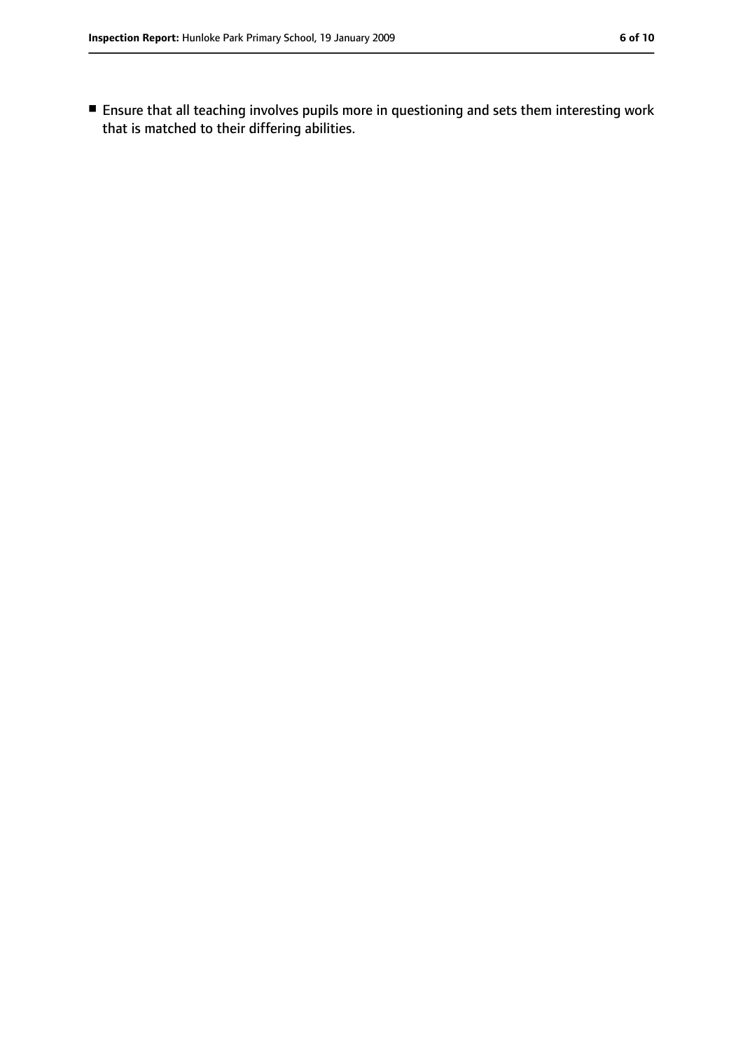- Ensure that all teaching involves pupils more in questioning and sets them interesting work that is matched to their differing abilities.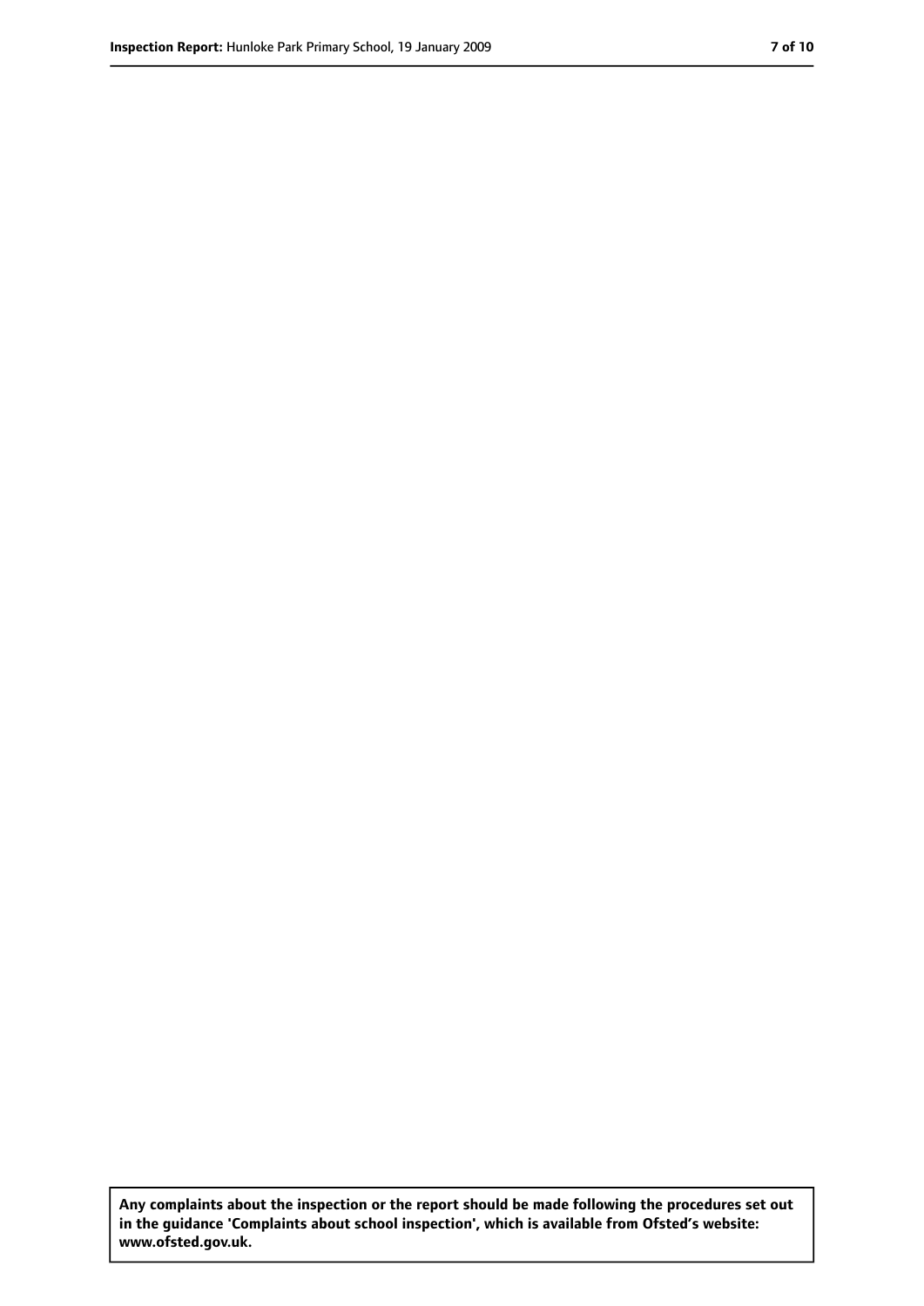**Any complaints about the inspection or the report should be made following the procedures set out in the guidance 'Complaints about school inspection', which is available from Ofsted's website: www.ofsted.gov.uk.**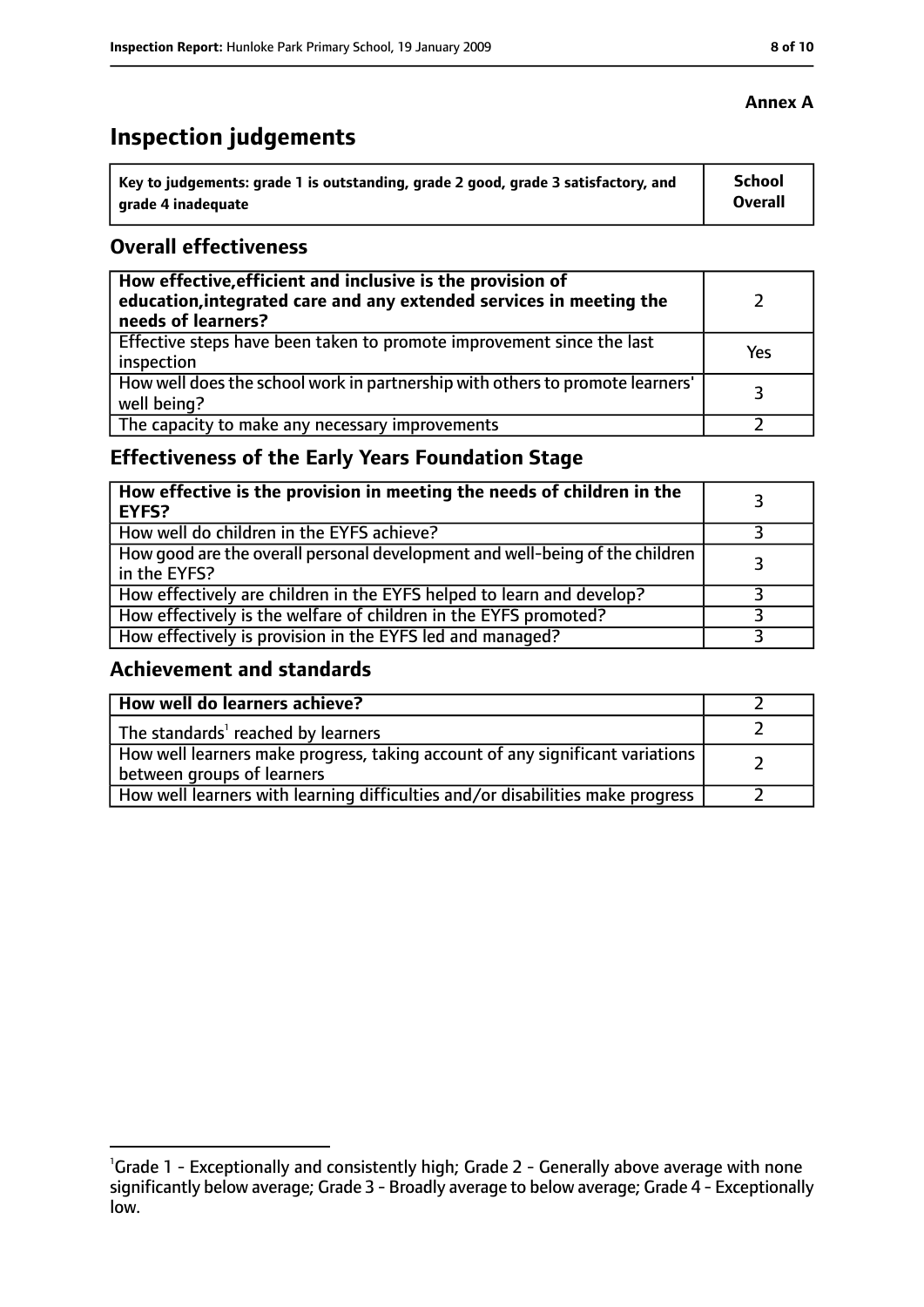**Annex A**

# Inspection judgements

| Key to judgements: grade 1 is outstanding, grade 2 good, grade 3 satisfactory, and grade 4 inadequate | School Overall |
|---|---|

## Overall effectiveness

| | |
|---|---|
| **How effective, efficient and inclusive is the provision of education, integrated care and any extended services in meeting the needs of learners?** | 2 |
| Effective steps have been taken to promote improvement since the last inspection | Yes |
| How well does the school work in partnership with others to promote learners' well being? | 3 |
| The capacity to make any necessary improvements | 2 |

## Effectiveness of the Early Years Foundation Stage

| | |
|---|---|
| **How effective is the provision in meeting the needs of children in the EYFS?** | 3 |
| How well do children in the EYFS achieve? | 3 |
| How good are the overall personal development and well-being of the children in the EYFS? | 3 |
| How effectively are children in the EYFS helped to learn and develop? | 3 |
| How effectively is the welfare of children in the EYFS promoted? | 3 |
| How effectively is provision in the EYFS led and managed? | 3 |

## Achievement and standards

| | |
|---|---|
| **How well do learners achieve?** | 2 |
| The standards[1] reached by learners | 2 |
| How well learners make progress, taking account of any significant variations between groups of learners | 2 |
| How well learners with learning difficulties and/or disabilities make progress | 2 |

[1] Grade 1 - Exceptionally and consistently high; Grade 2 - Generally above average with none significantly below average; Grade 3 - Broadly average to below average; Grade 4 - Exceptionally low.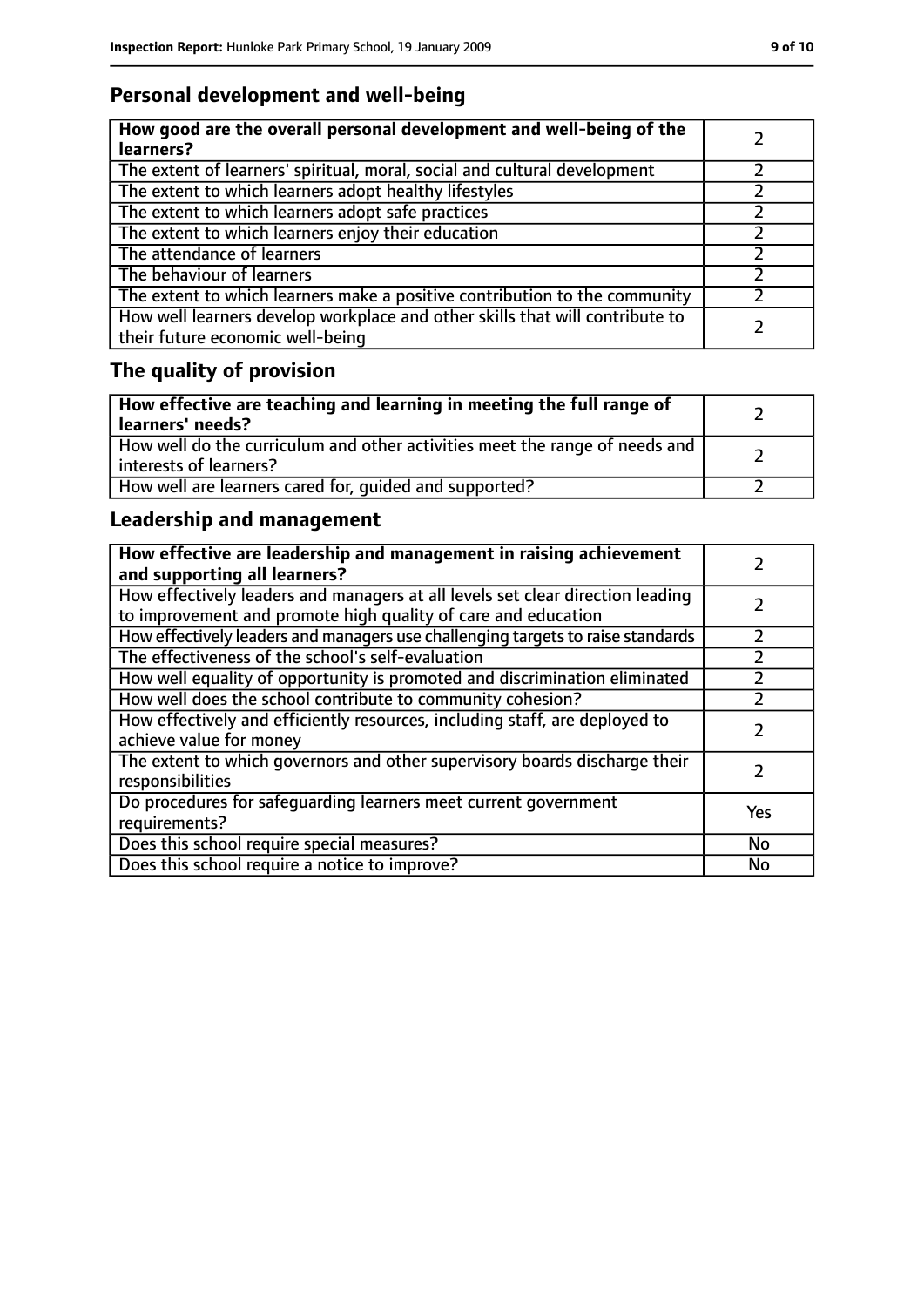## Personal development and well-being

| **How good are the overall personal development and well-being of the learners?** | 2 |
|---|---|
| The extent of learners' spiritual, moral, social and cultural development | 2 |
| The extent to which learners adopt healthy lifestyles | 2 |
| The extent to which learners adopt safe practices | 2 |
| The extent to which learners enjoy their education | 2 |
| The attendance of learners | 2 |
| The behaviour of learners | 2 |
| The extent to which learners make a positive contribution to the community | 2 |
| How well learners develop workplace and other skills that will contribute to their future economic well-being | 2 |

## The quality of provision

| **How effective are teaching and learning in meeting the full range of learners' needs?** | 2 |
|---|---|
| How well do the curriculum and other activities meet the range of needs and interests of learners? | 2 |
| How well are learners cared for, guided and supported? | 2 |

## Leadership and management

| **How effective are leadership and management in raising achievement and supporting all learners?** | 2 |
|---|---|
| How effectively leaders and managers at all levels set clear direction leading to improvement and promote high quality of care and education | 2 |
| How effectively leaders and managers use challenging targets to raise standards | 2 |
| The effectiveness of the school's self-evaluation | 2 |
| How well equality of opportunity is promoted and discrimination eliminated | 2 |
| How well does the school contribute to community cohesion? | 2 |
| How effectively and efficiently resources, including staff, are deployed to achieve value for money | 2 |
| The extent to which governors and other supervisory boards discharge their responsibilities | 2 |
| Do procedures for safeguarding learners meet current government requirements? | Yes |
| Does this school require special measures? | No |
| Does this school require a notice to improve? | No |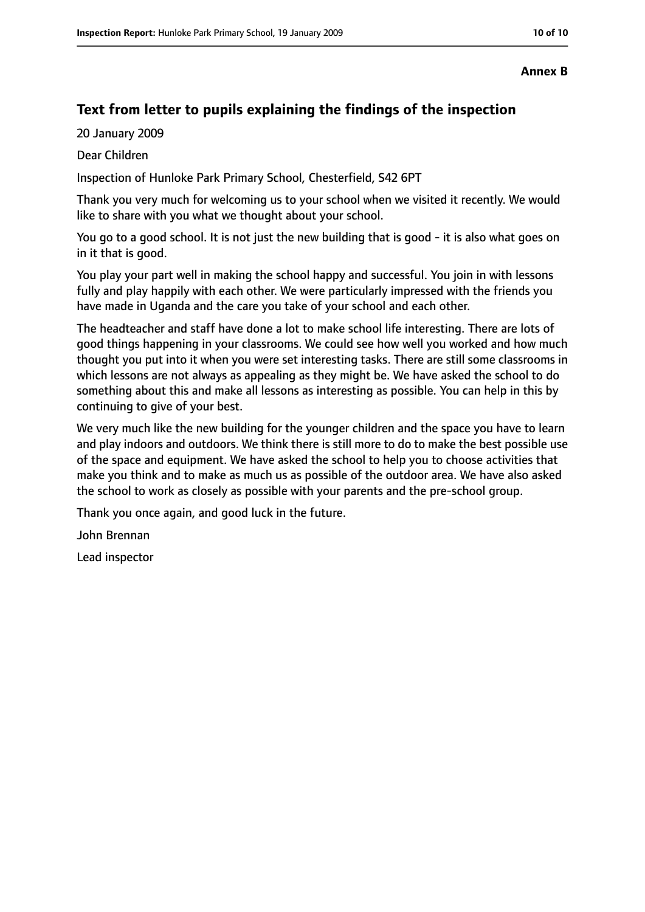**Annex B**

## Text from letter to pupils explaining the findings of the inspection

20 January 2009

Dear Children

Inspection of Hunloke Park Primary School, Chesterfield, S42 6PT

Thank you very much for welcoming us to your school when we visited it recently. We would like to share with you what we thought about your school.

You go to a good school. It is not just the new building that is good - it is also what goes on in it that is good.

You play your part well in making the school happy and successful. You join in with lessons fully and play happily with each other. We were particularly impressed with the friends you have made in Uganda and the care you take of your school and each other.

The headteacher and staff have done a lot to make school life interesting. There are lots of good things happening in your classrooms. We could see how well you worked and how much thought you put into it when you were set interesting tasks. There are still some classrooms in which lessons are not always as appealing as they might be. We have asked the school to do something about this and make all lessons as interesting as possible. You can help in this by continuing to give of your best.

We very much like the new building for the younger children and the space you have to learn and play indoors and outdoors. We think there is still more to do to make the best possible use of the space and equipment. We have asked the school to help you to choose activities that make you think and to make as much us as possible of the outdoor area. We have also asked the school to work as closely as possible with your parents and the pre-school group.

Thank you once again, and good luck in the future.

John Brennan

Lead inspector